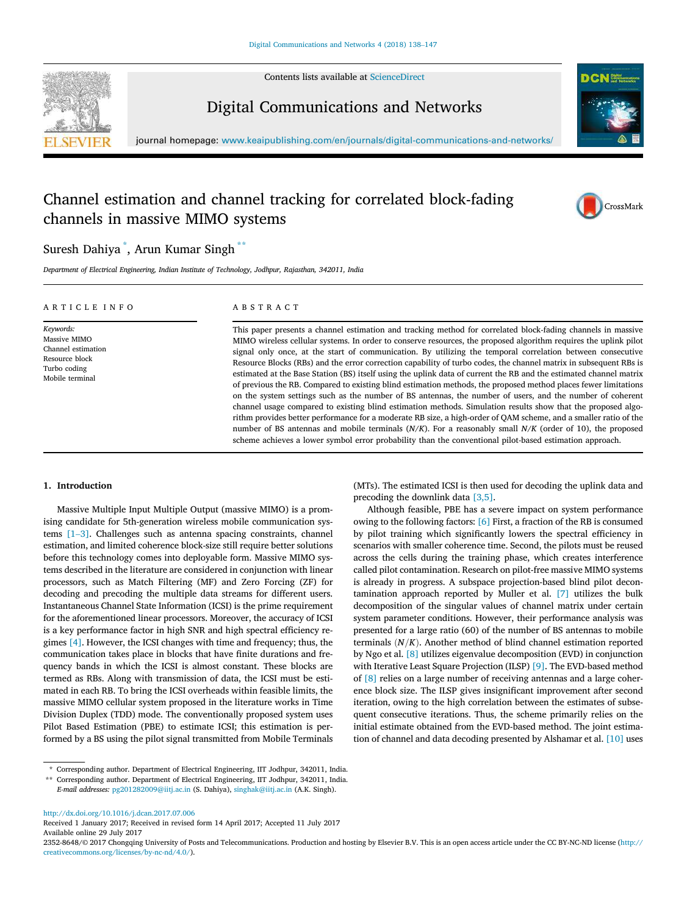Contents lists available at ScienceDirect

# Digital Communications and Networks

journal homepage: www.keaipublishing.com/en/journals/digital-communications-and-networks/

# Channel estimation and channel tracking for correlated block-fading channels in massive MIMO systems

Suresh Dahiya [*], Arun Kumar Singh [**]

*Department of Electrical Engineering, Indian Institute of Technology, Jodhpur, Rajasthan, 342011, India*

## ARTICLE INFO

*Keywords:*
Massive MIMO
Channel estimation
Resource block
Turbo coding
Mobile terminal

## ABSTRACT

This paper presents a channel estimation and tracking method for correlated block-fading channels in massive MIMO wireless cellular systems. In order to conserve resources, the proposed algorithm requires the uplink pilot signal only once, at the start of communication. By utilizing the temporal correlation between consecutive Resource Blocks (RBs) and the error correction capability of turbo codes, the channel matrix in subsequent RBs is estimated at the Base Station (BS) itself using the uplink data of current the RB and the estimated channel matrix of previous the RB. Compared to existing blind estimation methods, the proposed method places fewer limitations on the system settings such as the number of BS antennas, the number of users, and the number of coherent channel usage compared to existing blind estimation methods. Simulation results show that the proposed algorithm provides better performance for a moderate RB size, a high-order of QAM scheme, and a smaller ratio of the number of BS antennas and mobile terminals ($N/K$). For a reasonably small $N/K$ (order of 10), the proposed scheme achieves a lower symbol error probability than the conventional pilot-based estimation approach.

## 1. Introduction

Massive Multiple Input Multiple Output (massive MIMO) is a promising candidate for 5th-generation wireless mobile communication systems [1–3]. Challenges such as antenna spacing constraints, channel estimation, and limited coherence block-size still require better solutions before this technology comes into deployable form. Massive MIMO systems described in the literature are considered in conjunction with linear processors, such as Match Filtering (MF) and Zero Forcing (ZF) for decoding and precoding the multiple data streams for different users. Instantaneous Channel State Information (ICSI) is the prime requirement for the aforementioned linear processors. Moreover, the accuracy of ICSI is a key performance factor in high SNR and high spectral efficiency regimes [4]. However, the ICSI changes with time and frequency; thus, the communication takes place in blocks that have finite durations and frequency bands in which the ICSI is almost constant. These blocks are termed as RBs. Along with transmission of data, the ICSI must be estimated in each RB. To bring the ICSI overheads within feasible limits, the massive MIMO cellular system proposed in the literature works in Time Division Duplex (TDD) mode. The conventionally proposed system uses Pilot Based Estimation (PBE) to estimate ICSI; this estimation is performed by a BS using the pilot signal transmitted from Mobile Terminals (MTs). The estimated ICSI is then used for decoding the uplink data and precoding the downlink data [3,5].

Although feasible, PBE has a severe impact on system performance owing to the following factors: [6] First, a fraction of the RB is consumed by pilot training which significantly lowers the spectral efficiency in scenarios with smaller coherence time. Second, the pilots must be reused across the cells during the training phase, which creates interference called pilot contamination. Research on pilot-free massive MIMO systems is already in progress. A subspace projection-based blind pilot decontamination approach reported by Muller et al. [7] utilizes the bulk decomposition of the singular values of channel matrix under certain system parameter conditions. However, their performance analysis was presented for a large ratio (60) of the number of BS antennas to mobile terminals ($N/K$). Another method of blind channel estimation reported by Ngo et al. [8] utilizes eigenvalue decomposition (EVD) in conjunction with Iterative Least Square Projection (ILSP) [9]. The EVD-based method of [8] relies on a large number of receiving antennas and a large coherence block size. The ILSP gives insignificant improvement after second iteration, owing to the high correlation between the estimates of subsequent consecutive iterations. Thus, the scheme primarily relies on the initial estimate obtained from the EVD-based method. The joint estimation of channel and data decoding presented by Alshamar et al. [10] uses

---

\* Corresponding author. Department of Electrical Engineering, IIT Jodhpur, 342011, India.
\*\* Corresponding author. Department of Electrical Engineering, IIT Jodhpur, 342011, India.
*E-mail addresses:* pg201282009@iitj.ac.in (S. Dahiya), singhak@iitj.ac.in (A.K. Singh).

http://dx.doi.org/10.1016/j.dcan.2017.07.006
Received 1 January 2017; Received in revised form 14 April 2017; Accepted 11 July 2017
Available online 29 July 2017
2352-8648/© 2017 Chongqing University of Posts and Telecommunications. Production and hosting by Elsevier B.V. This is an open access article under the CC BY-NC-ND license (http://creativecommons.org/licenses/by-nc-nd/4.0/).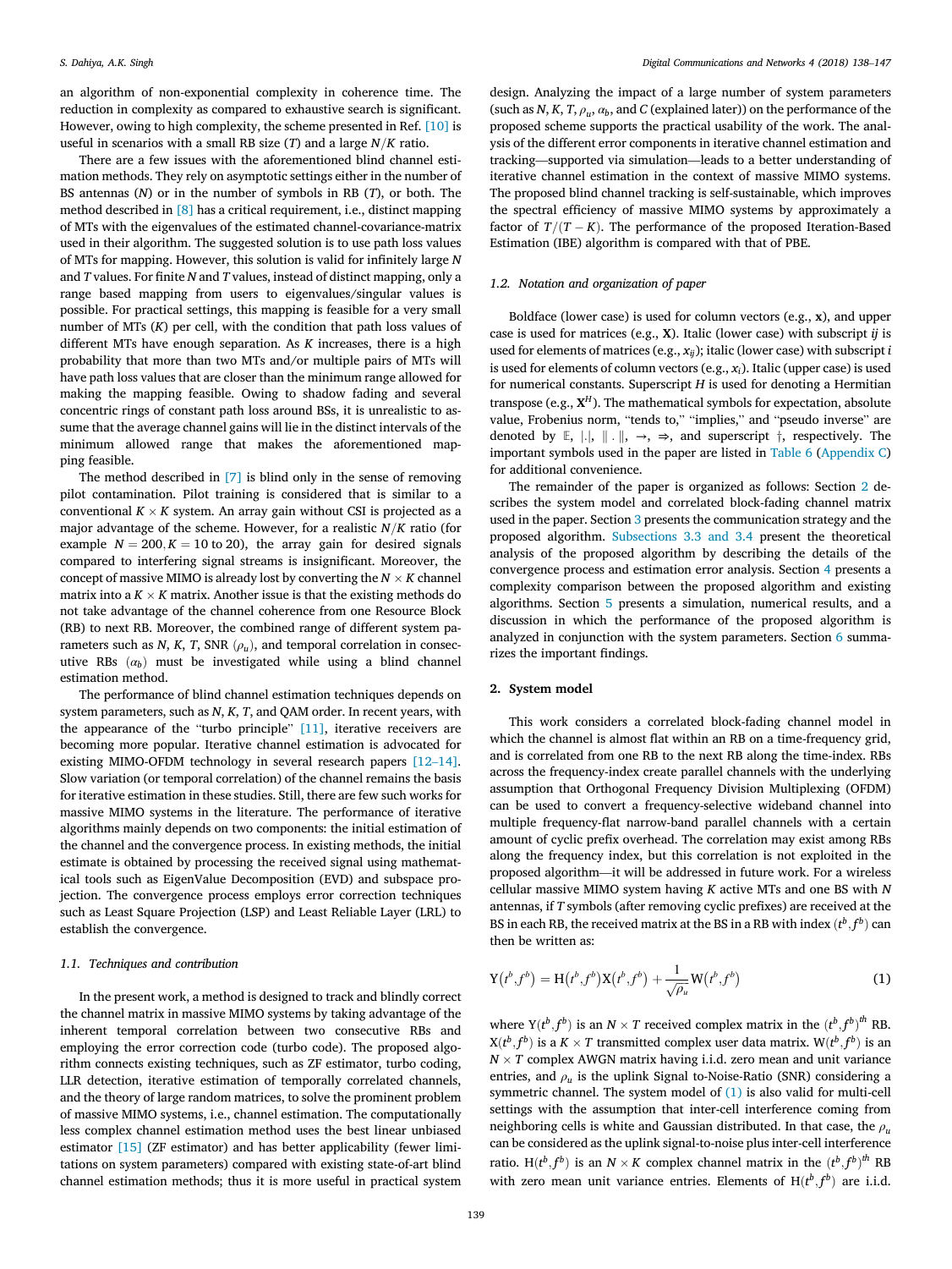an algorithm of non-exponential complexity in coherence time. The reduction in complexity as compared to exhaustive search is significant. However, owing to high complexity, the scheme presented in Ref. [10] is useful in scenarios with a small RB size ($T$) and a large $N/K$ ratio.

There are a few issues with the aforementioned blind channel estimation methods. They rely on asymptotic settings either in the number of BS antennas ($N$) or in the number of symbols in RB ($T$), or both. The method described in [8] has a critical requirement, i.e., distinct mapping of MTs with the eigenvalues of the estimated channel-covariance-matrix used in their algorithm. The suggested solution is to use path loss values of MTs for mapping. However, this solution is valid for infinitely large $N$ and $T$ values. For finite $N$ and $T$ values, instead of distinct mapping, only a range based mapping from users to eigenvalues/singular values is possible. For practical settings, this mapping is feasible for a very small number of MTs ($K$) per cell, with the condition that path loss values of different MTs have enough separation. As $K$ increases, there is a high probability that more than two MTs and/or multiple pairs of MTs will have path loss values that are closer than the minimum range allowed for making the mapping feasible. Owing to shadow fading and several concentric rings of constant path loss around BSs, it is unrealistic to assume that the average channel gains will lie in the distinct intervals of the minimum allowed range that makes the aforementioned mapping feasible.

The method described in [7] is blind only in the sense of removing pilot contamination. Pilot training is considered that is similar to a conventional $K \times K$ system. An array gain without CSI is projected as a major advantage of the scheme. However, for a realistic $N/K$ ratio (for example $N = 200, K = 10$ to 20), the array gain for desired signals compared to interfering signal streams is insignificant. Moreover, the concept of massive MIMO is already lost by converting the $N \times K$ channel matrix into a $K \times K$ matrix. Another issue is that the existing methods do not take advantage of the channel coherence from one Resource Block (RB) to next RB. Moreover, the combined range of different system parameters such as $N$, $K$, $T$, SNR ($\rho_u$), and temporal correlation in consecutive RBs ($\alpha_b$) must be investigated while using a blind channel estimation method.

The performance of blind channel estimation techniques depends on system parameters, such as $N$, $K$, $T$, and QAM order. In recent years, with the appearance of the "turbo principle" [11], iterative receivers are becoming more popular. Iterative channel estimation is advocated for existing MIMO-OFDM technology in several research papers [12–14]. Slow variation (or temporal correlation) of the channel remains the basis for iterative estimation in these studies. Still, there are few such works for massive MIMO systems in the literature. The performance of iterative algorithms mainly depends on two components: the initial estimation of the channel and the convergence process. In existing methods, the initial estimate is obtained by processing the received signal using mathematical tools such as EigenValue Decomposition (EVD) and subspace projection. The convergence process employs error correction techniques such as Least Square Projection (LSP) and Least Reliable Layer (LRL) to establish the convergence.

### 1.1. Techniques and contribution

In the present work, a method is designed to track and blindly correct the channel matrix in massive MIMO systems by taking advantage of the inherent temporal correlation between two consecutive RBs and employing the error correction code (turbo code). The proposed algorithm connects existing techniques, such as ZF estimator, turbo coding, LLR detection, iterative estimation of temporally correlated channels, and the theory of large random matrices, to solve the prominent problem of massive MIMO systems, i.e., channel estimation. The computationally less complex channel estimation method uses the best linear unbiased estimator [15] (ZF estimator) and has better applicability (fewer limitations on system parameters) compared with existing state-of-art blind channel estimation methods; thus it is more useful in practical system design. Analyzing the impact of a large number of system parameters (such as $N$, $K$, $T$, $\rho_u$, $\alpha_b$, and $C$ (explained later)) on the performance of the proposed scheme supports the practical usability of the work. The analysis of the different error components in iterative channel estimation and tracking—supported via simulation—leads to a better understanding of iterative channel estimation in the context of massive MIMO systems. The proposed blind channel tracking is self-sustainable, which improves the spectral efficiency of massive MIMO systems by approximately a factor of $T/(T-K)$. The performance of the proposed Iteration-Based Estimation (IBE) algorithm is compared with that of PBE.

### 1.2. Notation and organization of paper

Boldface (lower case) is used for column vectors (e.g., $\mathbf{x}$), and upper case is used for matrices (e.g., $\mathbf{X}$). Italic (lower case) with subscript $ij$ is used for elements of matrices (e.g., $x_{ij}$); italic (lower case) with subscript $i$ is used for elements of column vectors (e.g., $x_i$). Italic (upper case) is used for numerical constants. Superscript $H$ is used for denoting a Hermitian transpose (e.g., $\mathbf{X}^H$). The mathematical symbols for expectation, absolute value, Frobenius norm, "tends to," "implies," and "pseudo inverse" are denoted by $\mathbb{E}$, $|.|$, $\|.\|$, $\rightarrow$, $\Rightarrow$, and superscript $\dagger$, respectively. The important symbols used in the paper are listed in Table 6 (Appendix C) for additional convenience.

The remainder of the paper is organized as follows: Section 2 describes the system model and correlated block-fading channel matrix used in the paper. Section 3 presents the communication strategy and the proposed algorithm. Subsections 3.3 and 3.4 present the theoretical analysis of the proposed algorithm by describing the details of the convergence process and estimation error analysis. Section 4 presents a complexity comparison between the proposed algorithm and existing algorithms. Section 5 presents a simulation, numerical results, and a discussion in which the performance of the proposed algorithm is analyzed in conjunction with the system parameters. Section 6 summarizes the important findings.

## 2. System model

This work considers a correlated block-fading channel model in which the channel is almost flat within an RB on a time-frequency grid, and is correlated from one RB to the next RB along the time-index. RBs across the frequency-index create parallel channels with the underlying assumption that Orthogonal Frequency Division Multiplexing (OFDM) can be used to convert a frequency-selective wideband channel into multiple frequency-flat narrow-band parallel channels with a certain amount of cyclic prefix overhead. The correlation may exist among RBs along the frequency index, but this correlation is not exploited in the proposed algorithm—it will be addressed in future work. For a wireless cellular massive MIMO system having $K$ active MTs and one BS with $N$ antennas, if $T$ symbols (after removing cyclic prefixes) are received at the BS in each RB, the received matrix at the BS in a RB with index $(t^b, f^b)$ can then be written as:

$$\mathrm{Y}\left(t^b, f^b\right) = \mathrm{H}\left(t^b, f^b\right)\mathrm{X}\left(t^b, f^b\right) + \frac{1}{\sqrt{\rho_u}}\mathrm{W}\left(t^b, f^b\right) \tag{1}$$

where $\mathrm{Y}(t^b, f^b)$ is an $N \times T$ received complex matrix in the $(t^b, f^b)^{th}$ RB. $\mathrm{X}(t^b, f^b)$ is a $K \times T$ transmitted complex user data matrix. $\mathrm{W}(t^b, f^b)$ is an $N \times T$ complex AWGN matrix having i.i.d. zero mean and unit variance entries, and $\rho_u$ is the uplink Signal to-Noise-Ratio (SNR) considering a symmetric channel. The system model of (1) is also valid for multi-cell settings with the assumption that inter-cell interference coming from neighboring cells is white and Gaussian distributed. In that case, the $\rho_u$ can be considered as the uplink signal-to-noise plus inter-cell interference ratio. $\mathrm{H}(t^b, f^b)$ is an $N \times K$ complex channel matrix in the $(t^b, f^b)^{th}$ RB with zero mean unit variance entries. Elements of $\mathrm{H}(t^b, f^b)$ are i.i.d.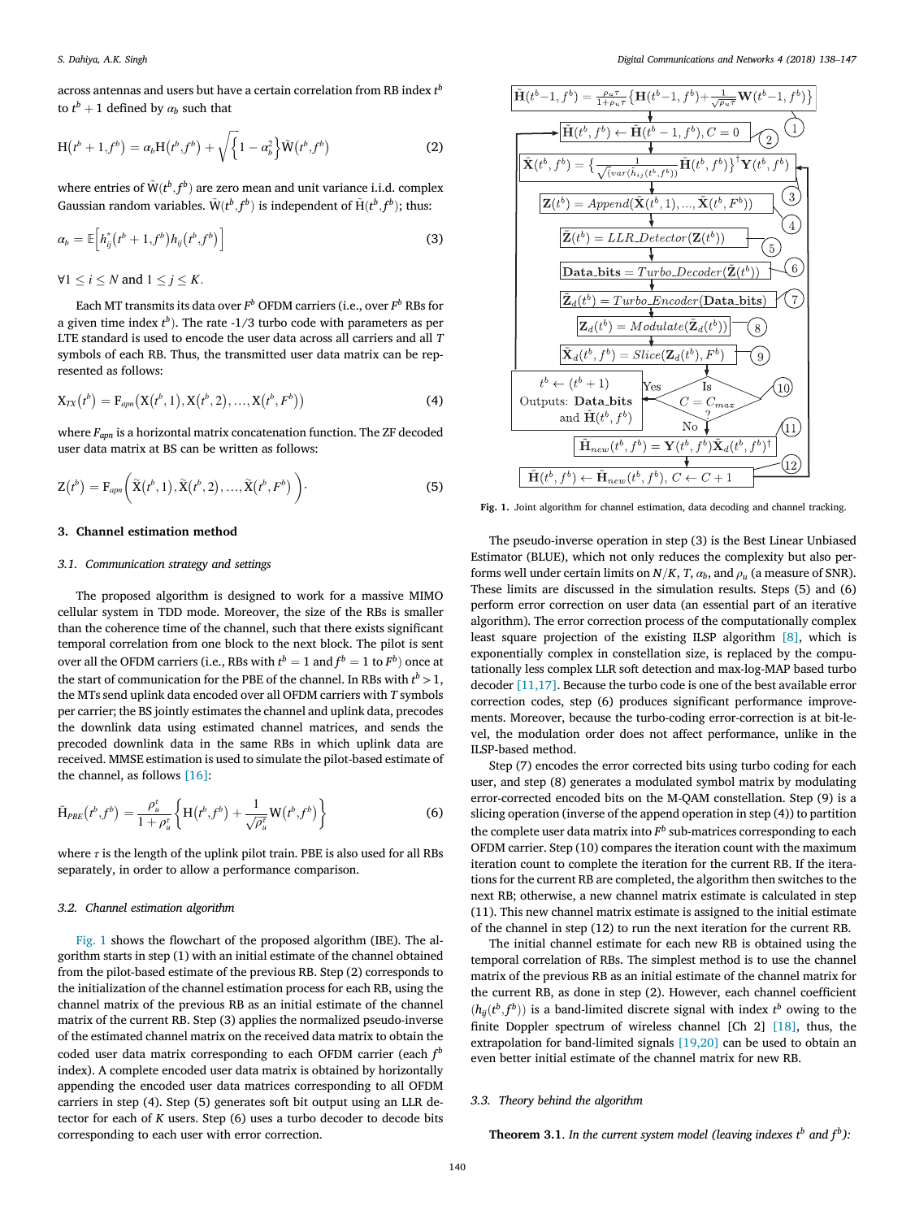across antennas and users but have a certain correlation from RB index $t^b$ to $t^b+1$ defined by $\alpha_b$ such that

$$\mathrm{H}\left(t^b+1, f^b\right) = \alpha_b \mathrm{H}\left(t^b, f^b\right) + \sqrt{\left\{1-\alpha_b^2\right\}} \tilde{\mathrm{W}}\left(t^b, f^b\right) \tag{2}$$

where entries of $\tilde{\mathrm{W}}(t^b, f^b)$ are zero mean and unit variance i.i.d. complex Gaussian random variables. $\tilde{\mathrm{W}}(t^b, f^b)$ is independent of $\tilde{\mathrm{H}}(t^b, f^b)$; thus:

$$\alpha_b = \mathbb{E}\left[h_{ij}^*\left(t^b+1, f^b\right) h_{ij}\left(t^b, f^b\right)\right] \tag{3}$$

$\forall 1 \leq i \leq N$ and $1 \leq j \leq K$.

Each MT transmits its data over $F^b$ OFDM carriers (i.e., over $F^b$ RBs for a given time index $t^b$). The rate -1/3 turbo code with parameters as per LTE standard is used to encode the user data across all carriers and all $T$ symbols of each RB. Thus, the transmitted user data matrix can be represented as follows:

$$\mathrm{X}_{TX}\left(t^b\right) = \mathrm{F}_{apn}\left(\mathrm{X}\left(t^b, 1\right), \mathrm{X}\left(t^b, 2\right), \ldots, \mathrm{X}\left(t^b, F^b\right)\right) \tag{4}$$

where $F_{apn}$ is a horizontal matrix concatenation function. The ZF decoded user data matrix at BS can be written as follows:

$$\mathrm{Z}\left(t^b\right) = \mathrm{F}_{apn}\left(\tilde{\mathrm{X}}\left(t^b, 1\right), \tilde{\mathrm{X}}\left(t^b, 2\right), \ldots, \tilde{\mathrm{X}}\left(t^b, F^b\right)\right). \tag{5}$$

## 3. Channel estimation method

### 3.1. Communication strategy and settings

The proposed algorithm is designed to work for a massive MIMO cellular system in TDD mode. Moreover, the size of the RBs is smaller than the coherence time of the channel, such that there exists significant temporal correlation from one block to the next block. The pilot is sent over all the OFDM carriers (i.e., RBs with $t^b = 1$ and $f^b = 1$ to $F^b$) once at the start of communication for the PBE of the channel. In RBs with $t^b > 1$, the MTs send uplink data encoded over all OFDM carriers with $T$ symbols per carrier; the BS jointly estimates the channel and uplink data, precodes the downlink data using estimated channel matrices, and sends the precoded downlink data in the same RBs in which uplink data are received. MMSE estimation is used to simulate the pilot-based estimate of the channel, as follows [16]:

$$\tilde{\mathrm{H}}_{PBE}\left(t^b, f^b\right) = \frac{\rho_u^\tau}{1+\rho_u^\tau}\left\{\mathrm{H}\left(t^b, f^b\right) + \frac{1}{\sqrt{\rho_u^\tau}} \mathrm{W}\left(t^b, f^b\right)\right\} \tag{6}$$

where $\tau$ is the length of the uplink pilot train. PBE is also used for all RBs separately, in order to allow a performance comparison.

### 3.2. Channel estimation algorithm

Fig. 1 shows the flowchart of the proposed algorithm (IBE). The algorithm starts in step (1) with an initial estimate of the channel obtained from the pilot-based estimate of the previous RB. Step (2) corresponds to the initialization of the channel estimation process for each RB, using the channel matrix of the previous RB as an initial estimate of the channel matrix of the current RB. Step (3) applies the normalized pseudo-inverse of the estimated channel matrix on the received data matrix to obtain the coded user data matrix corresponding to each OFDM carrier (each $f^b$ index). A complete encoded user data matrix is obtained by horizontally appending the encoded user data matrices corresponding to all OFDM carriers in step (4). Step (5) generates soft bit output using an LLR detector for each of $K$ users. Step (6) uses a turbo decoder to decode bits corresponding to each user with error correction.

Fig. 1. Joint algorithm for channel estimation, data decoding and channel tracking.

The pseudo-inverse operation in step (3) is the Best Linear Unbiased Estimator (BLUE), which not only reduces the complexity but also performs well under certain limits on $N/K$, $T$, $\alpha_b$, and $\rho_u$ (a measure of SNR). These limits are discussed in the simulation results. Steps (5) and (6) perform error correction on user data (an essential part of an iterative algorithm). The error correction process of the computationally complex least square projection of the existing ILSP algorithm [8], which is exponentially complex in constellation size, is replaced by the computationally less complex LLR soft detection and max-log-MAP based turbo decoder [11,17]. Because the turbo code is one of the best available error correction codes, step (6) produces significant performance improvements. Moreover, because the turbo-coding error-correction is at bit-level, the modulation order does not affect performance, unlike in the ILSP-based method.

Step (7) encodes the error corrected bits using turbo coding for each user, and step (8) generates a modulated symbol matrix by modulating error-corrected encoded bits on the M-QAM constellation. Step (9) is a slicing operation (inverse of the append operation in step (4)) to partition the complete user data matrix into $F^b$ sub-matrices corresponding to each OFDM carrier. Step (10) compares the iteration count with the maximum iteration count to complete the iteration for the current RB. If the iterations for the current RB are completed, the algorithm then switches to the next RB; otherwise, a new channel matrix estimate is calculated in step (11). This new channel matrix estimate is assigned to the initial estimate of the channel in step (12) to run the next iteration for the current RB.

The initial channel estimate for each new RB is obtained using the temporal correlation of RBs. The simplest method is to use the channel matrix of the previous RB as an initial estimate of the channel matrix for the current RB, as done in step (2). However, each channel coefficient ($h_{ij}(t^b, f^b)$) is a band-limited discrete signal with index $t^b$ owing to the finite Doppler spectrum of wireless channel [Ch 2] [18], thus, the extrapolation for band-limited signals [19,20] can be used to obtain an even better initial estimate of the channel matrix for new RB.

### 3.3. Theory behind the algorithm

**Theorem 3.1**. *In the current system model (leaving indexes $t^b$ and $f^b$):*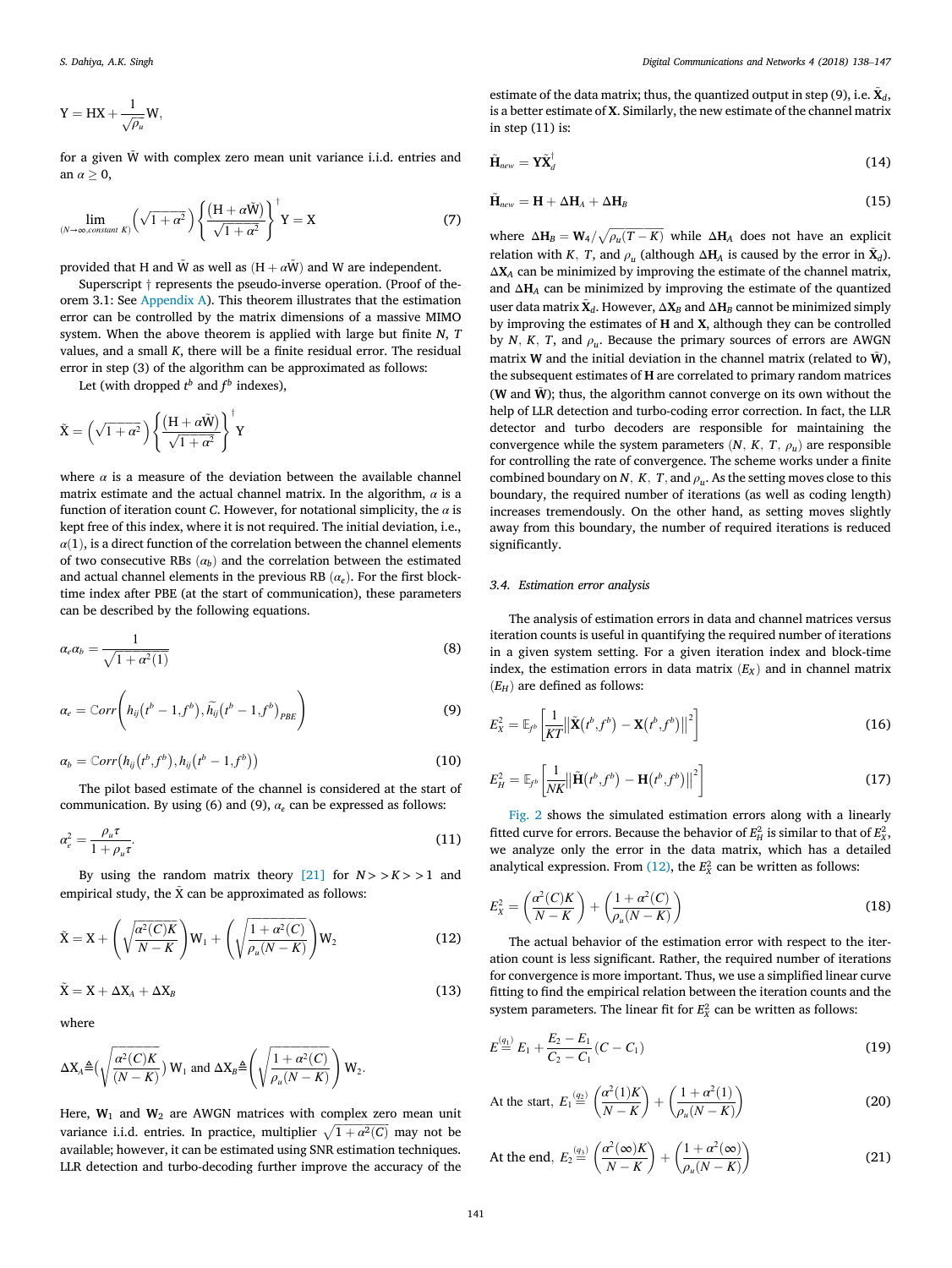$$\mathrm{Y} = \mathrm{HX} + \frac{1}{\sqrt{\rho_u}}\mathrm{W},$$

for a given $\tilde{\mathrm{W}}$ with complex zero mean unit variance i.i.d. entries and an $\alpha \geq 0$,

$$\lim_{(N\to\infty,\text{constant } K)} \left(\sqrt{1+\alpha^2}\right)\left\{\frac{(\mathrm{H}+\alpha\tilde{\mathrm{W}})}{\sqrt{1+\alpha^2}}\right\}^{\dagger}\mathrm{Y} = \mathrm{X} \tag{7}$$

provided that H and $\tilde{\mathrm{W}}$ as well as $(\mathrm{H}+\alpha\tilde{\mathrm{W}})$ and W are independent.

Superscript † represents the pseudo-inverse operation. (Proof of theorem 3.1: See Appendix A). This theorem illustrates that the estimation error can be controlled by the matrix dimensions of a massive MIMO system. When the above theorem is applied with large but finite $N$, $T$ values, and a small $K$, there will be a finite residual error. The residual error in step (3) of the algorithm can be approximated as follows:

Let (with dropped $t^b$ and $f^b$ indexes),

$$\tilde{\mathrm{X}} = \left(\sqrt{1+\alpha^2}\right)\left\{\frac{(\mathrm{H}+\alpha\tilde{\mathrm{W}})}{\sqrt{1+\alpha^2}}\right\}^{\dagger}\mathrm{Y}$$

where $\alpha$ is a measure of the deviation between the available channel matrix estimate and the actual channel matrix. In the algorithm, $\alpha$ is a function of iteration count $C$. However, for notational simplicity, the $\alpha$ is kept free of this index, where it is not required. The initial deviation, i.e., $\alpha(1)$, is a direct function of the correlation between the channel elements of two consecutive RBs ($\alpha_b$) and the correlation between the estimated and actual channel elements in the previous RB ($\alpha_e$). For the first block-time index after PBE (at the start of communication), these parameters can be described by the following equations.

$$\alpha_e\alpha_b = \frac{1}{\sqrt{1+\alpha^2(1)}} \tag{8}$$

$$\alpha_e = \mathbb{C}orr\left(h_{ij}\left(t^b-1,f^b\right), \widetilde{h_{ij}}\left(t^b-1,f^b\right)_{PBE}\right) \tag{9}$$

$$\alpha_b = \mathbb{C}orr\left(h_{ij}\left(t^b,f^b\right), h_{ij}\left(t^b-1,f^b\right)\right) \tag{10}$$

The pilot based estimate of the channel is considered at the start of communication. By using (6) and (9), $\alpha_e$ can be expressed as follows:

$$\alpha_e^2 = \frac{\rho_u\tau}{1+\rho_u\tau}. \tag{11}$$

By using the random matrix theory [21] for $N>>K>>1$ and empirical study, the $\tilde{\mathrm{X}}$ can be approximated as follows:

$$\tilde{\mathrm{X}} = \mathrm{X} + \left(\sqrt{\frac{\alpha^2(C)K}{N-K}}\right)\mathrm{W}_1 + \left(\sqrt{\frac{1+\alpha^2(C)}{\rho_u(N-K)}}\right)\mathrm{W}_2 \tag{12}$$

$$\tilde{\mathrm{X}} = \mathrm{X} + \Delta\mathrm{X}_A + \Delta\mathrm{X}_B \tag{13}$$

where

$$\Delta\mathrm{X}_A \triangleq \left(\sqrt{\frac{\alpha^2(C)K}{(N-K)}}\right)\mathrm{W}_1 \text{ and } \Delta\mathrm{X}_B \triangleq \left(\sqrt{\frac{1+\alpha^2(C)}{\rho_u(N-K)}}\right)\mathrm{W}_2.$$

Here, $\mathbf{W}_1$ and $\mathbf{W}_2$ are AWGN matrices with complex zero mean unit variance i.i.d. entries. In practice, multiplier $\sqrt{1+\alpha^2(C)}$ may not be available; however, it can be estimated using SNR estimation techniques. LLR detection and turbo-decoding further improve the accuracy of the estimate of the data matrix; thus, the quantized output in step (9), i.e. $\tilde{\mathbf{X}}_d$, is a better estimate of $\mathbf{X}$. Similarly, the new estimate of the channel matrix in step (11) is:

$$\tilde{\mathbf{H}}_{new} = \mathbf{Y}\tilde{\mathbf{X}}_d^{\dagger} \tag{14}$$

$$\tilde{\mathbf{H}}_{new} = \mathbf{H} + \Delta\mathbf{H}_A + \Delta\mathbf{H}_B \tag{15}$$

where $\Delta\mathbf{H}_B = \mathbf{W}_4/\sqrt{\rho_u(T-K)}$ while $\Delta\mathbf{H}_A$ does not have an explicit relation with $K$, $T$, and $\rho_u$ (although $\Delta\mathbf{H}_A$ is caused by the error in $\tilde{\mathbf{X}}_d$). $\Delta\mathbf{X}_A$ can be minimized by improving the estimate of the channel matrix, and $\Delta\mathbf{H}_A$ can be minimized by improving the estimate of the quantized user data matrix $\tilde{\mathbf{X}}_d$. However, $\Delta\mathbf{X}_B$ and $\Delta\mathbf{H}_B$ cannot be minimized simply by improving the estimates of $\mathbf{H}$ and $\mathbf{X}$, although they can be controlled by $N$, $K$, $T$, and $\rho_u$. Because the primary sources of errors are AWGN matrix $\mathbf{W}$ and the initial deviation in the channel matrix (related to $\tilde{\mathbf{W}}$), the subsequent estimates of $\mathbf{H}$ are correlated to primary random matrices ($\mathbf{W}$ and $\tilde{\mathbf{W}}$); thus, the algorithm cannot converge on its own without the help of LLR detection and turbo-coding error correction. In fact, the LLR detector and turbo decoders are responsible for maintaining the convergence while the system parameters ($N$, $K$, $T$, $\rho_u$) are responsible for controlling the rate of convergence. The scheme works under a finite combined boundary on $N$, $K$, $T$, and $\rho_u$. As the setting moves close to this boundary, the required number of iterations (as well as coding length) increases tremendously. On the other hand, as setting moves slightly away from this boundary, the number of required iterations is reduced significantly.

### 3.4. Estimation error analysis

The analysis of estimation errors in data and channel matrices versus iteration counts is useful in quantifying the required number of iterations in a given system setting. For a given iteration index and block-time index, the estimation errors in data matrix ($E_X$) and in channel matrix ($E_H$) are defined as follows:

$$E_X^2 = \mathbb{E}_{f^b}\left[\frac{1}{KT}\left\|\tilde{\mathbf{X}}\left(t^b,f^b\right) - \mathbf{X}\left(t^b,f^b\right)\right\|^2\right] \tag{16}$$

$$E_H^2 = \mathbb{E}_{f^b}\left[\frac{1}{NK}\left\|\tilde{\mathbf{H}}\left(t^b,f^b\right) - \mathbf{H}\left(t^b,f^b\right)\right\|^2\right] \tag{17}$$

Fig. 2 shows the simulated estimation errors along with a linearly fitted curve for errors. Because the behavior of $E_H^2$ is similar to that of $E_X^2$, we analyze only the error in the data matrix, which has a detailed analytical expression. From (12), the $E_X^2$ can be written as follows:

$$E_X^2 = \left(\frac{\alpha^2(C)K}{N-K}\right) + \left(\frac{1+\alpha^2(C)}{\rho_u(N-K)}\right) \tag{18}$$

The actual behavior of the estimation error with respect to the iteration count is less significant. Rather, the required number of iterations for convergence is more important. Thus, we use a simplified linear curve fitting to find the empirical relation between the iteration counts and the system parameters. The linear fit for $E_X^2$ can be written as follows:

$$E \overset{(q_1)}{=} E_1 + \frac{E_2 - E_1}{C_2 - C_1}(C - C_1) \tag{19}$$

$$\text{At the start, } E_1 \overset{(q_2)}{=} \left(\frac{\alpha^2(1)K}{N-K}\right) + \left(\frac{1+\alpha^2(1)}{\rho_u(N-K)}\right) \tag{20}$$

$$\text{At the end, } E_2 \overset{(q_3)}{=} \left(\frac{\alpha^2(\infty)K}{N-K}\right) + \left(\frac{1+\alpha^2(\infty)}{\rho_u(N-K)}\right) \tag{21}$$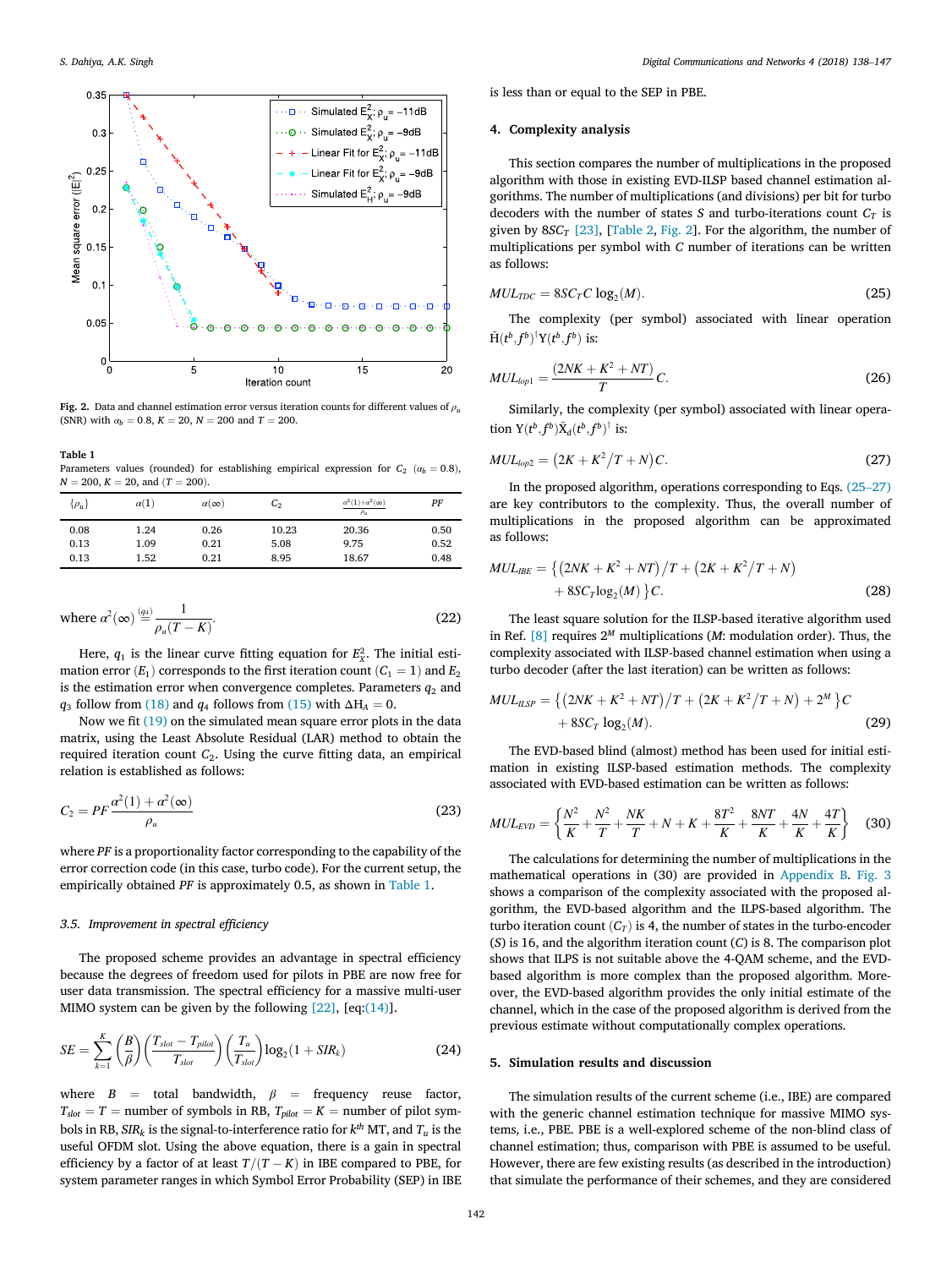Fig. 2. Data and channel estimation error versus iteration counts for different values of $\rho_u$ (SNR) with $\alpha_b = 0.8$, $K = 20$, $N = 200$ and $T = 200$.

Table 1
Parameters values (rounded) for establishing empirical expression for $C_2$ ($\alpha_b = 0.8$), $N = 200$, $K = 20$, and ($T = 200$).

| $\{\rho_u\}$ | $\alpha(1)$ | $\alpha(\infty)$ | $C_2$ | $\frac{\alpha^2(1)+\alpha^2(\infty)}{\rho_u}$ | $PF$ |
|---|---|---|---|---|---|
| 0.08 | 1.24 | 0.26 | 10.23 | 20.36 | 0.50 |
| 0.13 | 1.09 | 0.21 | 5.08 | 9.75 | 0.52 |
| 0.13 | 1.52 | 0.21 | 8.95 | 18.67 | 0.48 |

$$\text{where } \alpha^2(\infty) \overset{(q_4)}{=} \frac{1}{\rho_u(T-K)}. \tag{22}$$

Here, $q_1$ is the linear curve fitting equation for $E_X^2$. The initial estimation error ($E_1$) corresponds to the first iteration count ($C_1 = 1$) and $E_2$ is the estimation error when convergence completes. Parameters $q_2$ and $q_3$ follow from (18) and $q_4$ follows from (15) with $\Delta H_A = 0$.

Now we fit (19) on the simulated mean square error plots in the data matrix, using the Least Absolute Residual (LAR) method to obtain the required iteration count $C_2$. Using the curve fitting data, an empirical relation is established as follows:

$$C_2 = PF\frac{\alpha^2(1)+\alpha^2(\infty)}{\rho_u} \tag{23}$$

where $PF$ is a proportionality factor corresponding to the capability of the error correction code (in this case, turbo code). For the current setup, the empirically obtained $PF$ is approximately 0.5, as shown in Table 1.

### 3.5. Improvement in spectral efficiency

The proposed scheme provides an advantage in spectral efficiency because the degrees of freedom used for pilots in PBE are now free for user data transmission. The spectral efficiency for a massive multi-user MIMO system can be given by the following [22], [eq:(14)].

$$SE = \sum_{k=1}^{K}\left(\frac{B}{\beta}\right)\left(\frac{T_{slot}-T_{pilot}}{T_{slot}}\right)\left(\frac{T_u}{T_{slot}}\right)\log_2(1+SIR_k) \tag{24}$$

where $B$ = total bandwidth, $\beta$ = frequency reuse factor, $T_{slot} = T$ = number of symbols in RB, $T_{pilot} = K$ = number of pilot symbols in RB, $SIR_k$ is the signal-to-interference ratio for $k^{th}$ MT, and $T_u$ is the useful OFDM slot. Using the above equation, there is a gain in spectral efficiency by a factor of at least $T/(T-K)$ in IBE compared to PBE, for system parameter ranges in which Symbol Error Probability (SEP) in IBE is less than or equal to the SEP in PBE.

## 4. Complexity analysis

This section compares the number of multiplications in the proposed algorithm with those in existing EVD-ILSP based channel estimation algorithms. The number of multiplications (and divisions) per bit for turbo decoders with the number of states $S$ and turbo-iterations count $C_T$ is given by $8SC_T$ [23], [Table 2, Fig. 2]. For the algorithm, the number of multiplications per symbol with $C$ number of iterations can be written as follows:

$$MUL_{TDC} = 8SC_TC\log_2(M). \tag{25}$$

The complexity (per symbol) associated with linear operation $\bar{H}(t^b,f^b)^{\dagger}Y(t^b,f^b)$ is:

$$MUL_{lop1} = \frac{(2NK+K^2+NT)}{T}C. \tag{26}$$

Similarly, the complexity (per symbol) associated with linear operation $Y(t^b,f^b)\tilde{X}_d(t^b,f^b)^{\dagger}$ is:

$$MUL_{lop2} = \left(2K+K^2/T+N\right)C. \tag{27}$$

In the proposed algorithm, operations corresponding to Eqs. (25–27) are key contributors to the complexity. Thus, the overall number of multiplications in the proposed algorithm can be approximated as follows:

$$MUL_{IBE} = \left\{\left(2NK+K^2+NT\right)/T + \left(2K+K^2/T+N\right) + 8SC_T\log_2(M)\right\}C. \tag{28}$$

The least square solution for the ILSP-based iterative algorithm used in Ref. [8] requires $2^M$ multiplications ($M$: modulation order). Thus, the complexity associated with ILSP-based channel estimation when using a turbo decoder (after the last iteration) can be written as follows:

$$MUL_{ILSP} = \left\{\left(2NK+K^2+NT\right)/T + \left(2K+K^2/T+N\right) + 2^M\right\}C + 8SC_T\log_2(M). \tag{29}$$

The EVD-based blind (almost) method has been used for initial estimation in existing ILSP-based estimation methods. The complexity associated with EVD-based estimation can be written as follows:

$$MUL_{EVD} = \left\{\frac{N^2}{K}+\frac{N^2}{T}+\frac{NK}{T}+N+K+\frac{8T^2}{K}+\frac{8NT}{K}+\frac{4N}{K}+\frac{4T}{K}\right\} \tag{30}$$

The calculations for determining the number of multiplications in the mathematical operations in (30) are provided in Appendix B. Fig. 3 shows a comparison of the complexity associated with the proposed algorithm, the EVD-based algorithm and the ILPS-based algorithm. The turbo iteration count ($C_T$) is 4, the number of states in the turbo-encoder ($S$) is 16, and the algorithm iteration count ($C$) is 8. The comparison plot shows that ILPS is not suitable above the 4-QAM scheme, and the EVD-based algorithm is more complex than the proposed algorithm. Moreover, the EVD-based algorithm provides the only initial estimate of the channel, which in the case of the proposed algorithm is derived from the previous estimate without computationally complex operations.

## 5. Simulation results and discussion

The simulation results of the current scheme (i.e., IBE) are compared with the generic channel estimation technique for massive MIMO systems, i.e., PBE. PBE is a well-explored scheme of the non-blind class of channel estimation; thus, comparison with PBE is assumed to be useful. However, there are few existing results (as described in the introduction) that simulate the performance of their schemes, and they are considered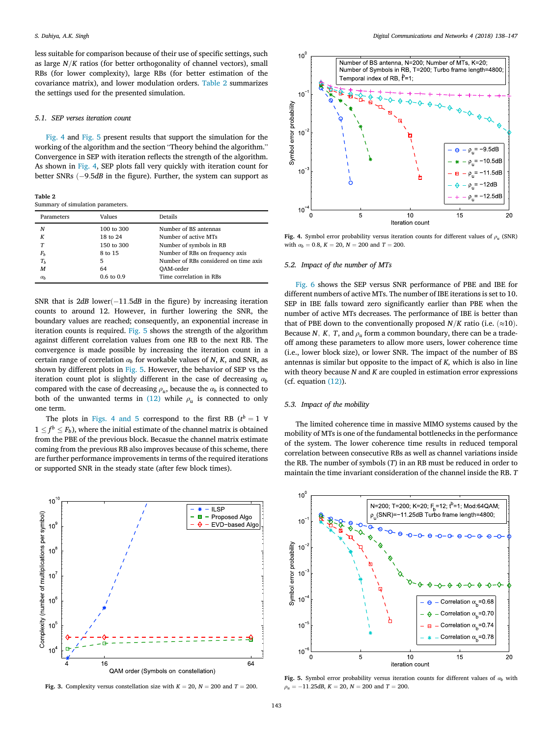less suitable for comparison because of their use of specific settings, such as large $N/K$ ratios (for better orthogonality of channel vectors), small RBs (for lower complexity), large RBs (for better estimation of the covariance matrix), and lower modulation orders. Table 2 summarizes the settings used for the presented simulation.

### 5.1. SEP verses iteration count

Fig. 4 and Fig. 5 present results that support the simulation for the working of the algorithm and the section "Theory behind the algorithm." Convergence in SEP with iteration reflects the strength of the algorithm. As shown in Fig. 4, SEP plots fall very quickly with iteration count for better SNRs ($-9.5dB$ in the figure). Further, the system can support as SNR that is $2dB$ lower($-11.5dB$ in the figure) by increasing iteration counts to around 12. However, in further lowering the SNR, the boundary values are reached; consequently, an exponential increase in iteration counts is required. Fig. 5 shows the strength of the algorithm against different correlation values from one RB to the next RB. The convergence is made possible by increasing the iteration count in a certain range of correlation $\alpha_b$ for workable values of $N$, $K$, and SNR, as shown by different plots in Fig. 5. However, the behavior of SEP vs the iteration count plot is slightly different in the case of decreasing $\alpha_b$ compared with the case of decreasing $\rho_u$, because the $\alpha_b$ is connected to both of the unwanted terms in (12) while $\rho_u$ is connected to only one term.

**Table 2**
Summary of simulation parameters.

| Parameters | Values | Details |
|---|---|---|
| $N$ | 100 to 300 | Number of BS antennas |
| $K$ | 18 to 24 | Number of active MTs |
| $T$ | 150 to 300 | Number of symbols in RB |
| $F_b$ | 8 to 15 | Number of RBs on frequency axis |
| $T_b$ | 5 | Number of RBs considered on time axis |
| $M$ | 64 | QAM-order |
| $\alpha_b$ | 0.6 to 0.9 | Time correlation in RBs |

The plots in Figs. 4 and 5 correspond to the first RB ($t^b = 1\ \forall\ 1 \leq f^b \leq F_b$), where the initial estimate of the channel matrix is obtained from the PBE of the previous block. Becasue the channel matrix estimate coming from the previous RB also improves because of this scheme, there are further performance improvements in terms of the required iterations or supported SNR in the steady state (after few block times).

**Fig. 3.** Complexity versus constellation size with $K = 20$, $N = 200$ and $T = 200$.

**Fig. 4.** Symbol error probability versus iteration counts for different values of $\rho_u$ (SNR) with $\alpha_b = 0.8$, $K = 20$, $N = 200$ and $T = 200$.

### 5.2. Impact of the number of MTs

Fig. 6 shows the SEP versus SNR performance of PBE and IBE for different numbers of active MTs. The number of IBE iterations is set to 10. SEP in IBE falls toward zero significantly earlier than PBE when the number of active MTs decreases. The performance of IBE is better than that of PBE down to the conventionally proposed $N/K$ ratio (i.e. ($\approx$10). Because $N$, $K$, $T$, and $\rho_u$ form a common boundary, there can be a trade-off among these parameters to allow more users, lower coherence time (i.e., lower block size), or lower SNR. The impact of the number of BS antennas is similar but opposite to the impact of $K$, which is also in line with theory because $N$ and $K$ are coupled in estimation error expressions (cf. equation (12)).

### 5.3. Impact of the mobility

The limited coherence time in massive MIMO systems caused by the mobility of MTs is one of the fundamental bottlenecks in the performance of the system. The lower coherence time results in reduced temporal correlation between consecutive RBs as well as channel variations inside the RB. The number of symbols ($T$) in an RB must be reduced in order to maintain the time invariant consideration of the channel inside the RB. $T$

**Fig. 5.** Symbol error probability versus iteration counts for different values of $\alpha_b$ with $\rho_u = -11.25dB$, $K = 20$, $N = 200$ and $T = 200$.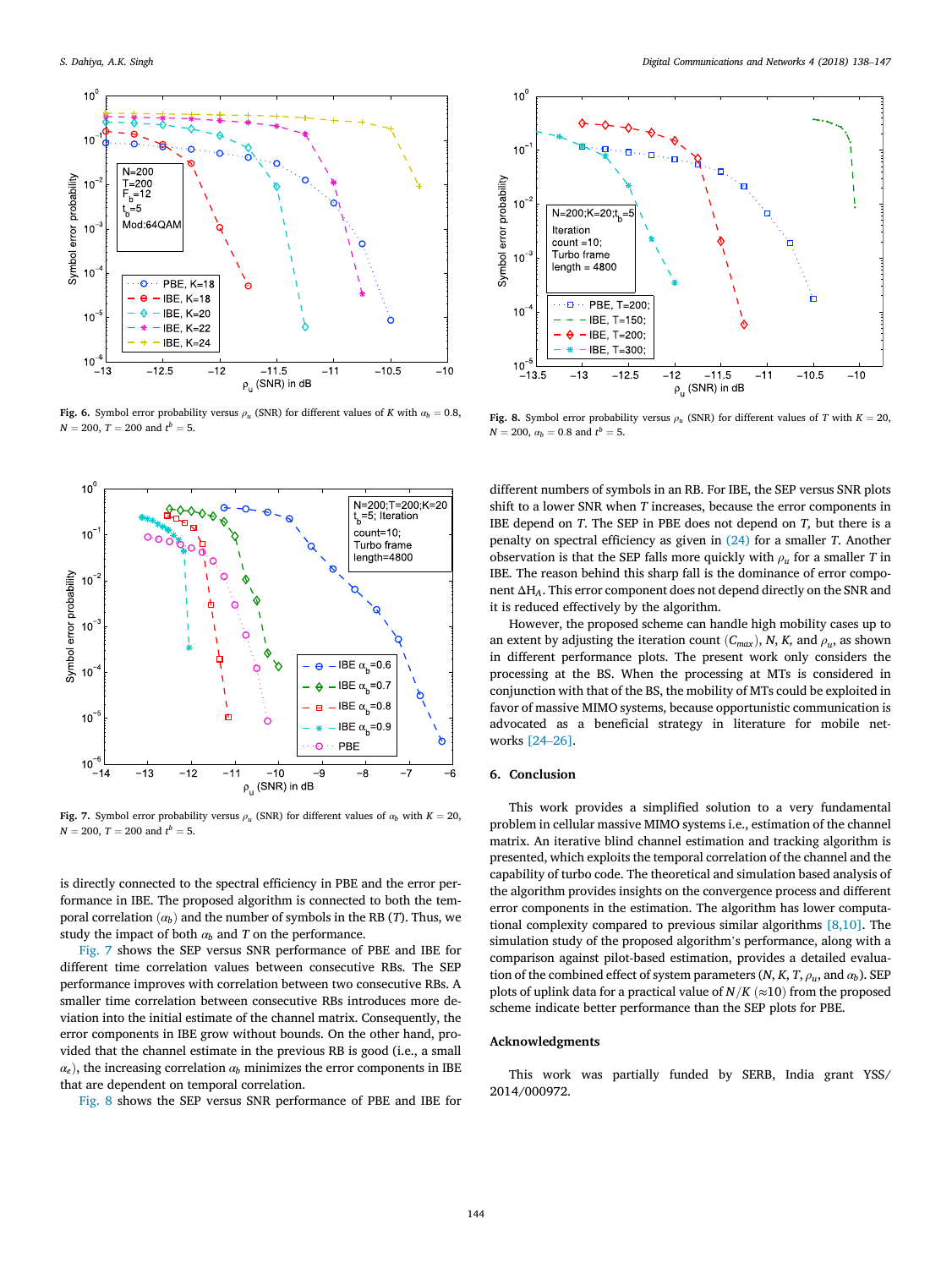**Fig. 6.** Symbol error probability versus $\rho_u$ (SNR) for different values of $K$ with $\alpha_b = 0.8$, $N = 200$, $T = 200$ and $t^b = 5$.

**Fig. 8.** Symbol error probability versus $\rho_u$ (SNR) for different values of $T$ with $K = 20$, $N = 200$, $\alpha_b = 0.8$ and $t^b = 5$.

**Fig. 7.** Symbol error probability versus $\rho_u$ (SNR) for different values of $\alpha_b$ with $K = 20$, $N = 200$, $T = 200$ and $t^b = 5$.

is directly connected to the spectral efficiency in PBE and the error performance in IBE. The proposed algorithm is connected to both the temporal correlation ($\alpha_b$) and the number of symbols in the RB ($T$). Thus, we study the impact of both $\alpha_b$ and $T$ on the performance.

Fig. 7 shows the SEP versus SNR performance of PBE and IBE for different time correlation values between consecutive RBs. The SEP performance improves with correlation between two consecutive RBs. A smaller time correlation between consecutive RBs introduces more deviation into the initial estimate of the channel matrix. Consequently, the error components in IBE grow without bounds. On the other hand, provided that the channel estimate in the previous RB is good (i.e., a small $\alpha_e$), the increasing correlation $\alpha_b$ minimizes the error components in IBE that are dependent on temporal correlation.

Fig. 8 shows the SEP versus SNR performance of PBE and IBE for different numbers of symbols in an RB. For IBE, the SEP versus SNR plots shift to a lower SNR when $T$ increases, because the error components in IBE depend on $T$. The SEP in PBE does not depend on $T$, but there is a penalty on spectral efficiency as given in (24) for a smaller $T$. Another observation is that the SEP falls more quickly with $\rho_u$ for a smaller $T$ in IBE. The reason behind this sharp fall is the dominance of error component $\Delta H_A$. This error component does not depend directly on the SNR and it is reduced effectively by the algorithm.

However, the proposed scheme can handle high mobility cases up to an extent by adjusting the iteration count ($C_{max}$), $N$, $K$, and $\rho_u$, as shown in different performance plots. The present work only considers the processing at the BS. When the processing at MTs is considered in conjunction with that of the BS, the mobility of MTs could be exploited in favor of massive MIMO systems, because opportunistic communication is advocated as a beneficial strategy in literature for mobile networks [24–26].

## 6. Conclusion

This work provides a simplified solution to a very fundamental problem in cellular massive MIMO systems i.e., estimation of the channel matrix. An iterative blind channel estimation and tracking algorithm is presented, which exploits the temporal correlation of the channel and the capability of turbo code. The theoretical and simulation based analysis of the algorithm provides insights on the convergence process and different error components in the estimation. The algorithm has lower computational complexity compared to previous similar algorithms [8,10]. The simulation study of the proposed algorithm's performance, along with a comparison against pilot-based estimation, provides a detailed evaluation of the combined effect of system parameters ($N$, $K$, $T$, $\rho_u$, and $\alpha_b$). SEP plots of uplink data for a practical value of $N/K$ ($\approx$10) from the proposed scheme indicate better performance than the SEP plots for PBE.

## Acknowledgments

This work was partially funded by SERB, India grant YSS/2014/000972.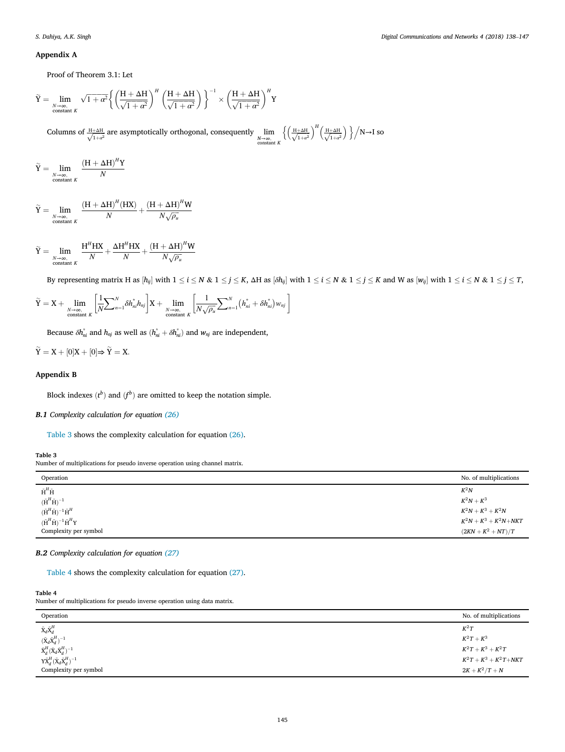## Appendix A

Proof of Theorem 3.1: Let

$$\tilde{Y} = \lim_{\substack{N\to\infty,\\ \text{constant } K}} \sqrt{1+\alpha^2}\left\{\left(\frac{H+\Delta H}{\sqrt{1+\alpha^2}}\right)^H\left(\frac{H+\Delta H}{\sqrt{1+\alpha^2}}\right)\right\}^{-1}\times\left(\frac{H+\Delta H}{\sqrt{1+\alpha^2}}\right)^H Y$$

Columns of $\frac{H+\Delta H}{\sqrt{1+\alpha^2}}$ are asymptotically orthogonal, consequently $\lim_{\substack{N\to\infty,\\ \text{constant } K}} \left\{\left(\frac{H+\Delta H}{\sqrt{1+\alpha^2}}\right)^H\left(\frac{H+\Delta H}{\sqrt{1+\alpha^2}}\right)\right\}\Big/ N \to I$ so

$$\tilde{Y} = \lim_{\substack{N\to\infty,\\ \text{constant } K}} \frac{(H+\Delta H)^H Y}{N}$$

$$\tilde{Y} = \lim_{\substack{N\to\infty,\\ \text{constant } K}} \frac{(H+\Delta H)^H (HX)}{N} + \frac{(H+\Delta H)^H W}{N\sqrt{\rho_u}}$$

$$\tilde{Y} = \lim_{\substack{N\to\infty,\\ \text{constant } K}} \frac{H^H HX}{N} + \frac{\Delta H^H HX}{N} + \frac{(H+\Delta H)^H W}{N\sqrt{\rho_u}}$$

By representing matrix H as $[h_{ij}]$ with $1 \le i \le N$ & $1 \le j \le K$, $\Delta H$ as $[\delta h_{ij}]$ with $1 \le i \le N$ & $1 \le j \le K$ and W as $[w_{ij}]$ with $1 \le i \le N$ & $1 \le j \le T$,

$$\tilde{Y} = X + \lim_{\substack{N\to\infty,\\ \text{constant } K}} \left[\frac{1}{N}\sum_{n=1}^{N} \delta h_{ni}^{*} h_{nj}\right] X + \lim_{\substack{N\to\infty,\\ \text{constant } K}} \left[\frac{1}{N\sqrt{\rho_u}}\sum_{n=1}^{N}\left(h_{ni}^{*} + \delta h_{ni}^{*}\right) w_{nj}\right]$$

Because $\delta h_{ni}^{*}$ and $h_{nj}$ as well as $(h_{ni}^{*} + \delta h_{ni}^{*})$ and $w_{nj}$ are independent,

$$\tilde{Y} = X + [0]X + [0] \Rightarrow \tilde{Y} = X.$$

## Appendix B

Block indexes $(t^b)$ and $(f^b)$ are omitted to keep the notation simple.

### B.1 Complexity calculation for equation (26)

Table 3 shows the complexity calculation for equation (26).

**Table 3**
Number of multiplications for pseudo inverse operation using channel matrix.

| Operation | No. of multiplications |
|---|---|
| $\bar{H}^H\bar{H}$ | $K^2N$ |
| $(\bar{H}^H\bar{H})^{-1}$ | $K^2N + K^3$ |
| $(\bar{H}^H\bar{H})^{-1}\bar{H}^H$ | $K^2N + K^3 + K^2N$ |
| $(\bar{H}^H\bar{H})^{-1}\bar{H}^H Y$ | $K^2N + K^3 + K^2N + NKT$ |
| Complexity per symbol | $(2KN + K^2 + NT)/T$ |

### B.2 Complexity calculation for equation (27)

Table 4 shows the complexity calculation for equation (27).

**Table 4**
Number of multiplications for pseudo inverse operation using data matrix.

| Operation | No. of multiplications |
|---|---|
| $\bar{X}_d\bar{X}_d^H$ | $K^2T$ |
| $(\bar{X}_d\bar{X}_d^H)^{-1}$ | $K^2T + K^3$ |
| $\bar{X}_d^H(\bar{X}_d\bar{X}_d^H)^{-1}$ | $K^2T + K^3 + K^2T$ |
| $Y\bar{X}_d^H(\bar{X}_d\bar{X}_d^H)^{-1}$ | $K^2T + K^3 + K^2T + NKT$ |
| Complexity per symbol | $2K + K^2/T + N$ |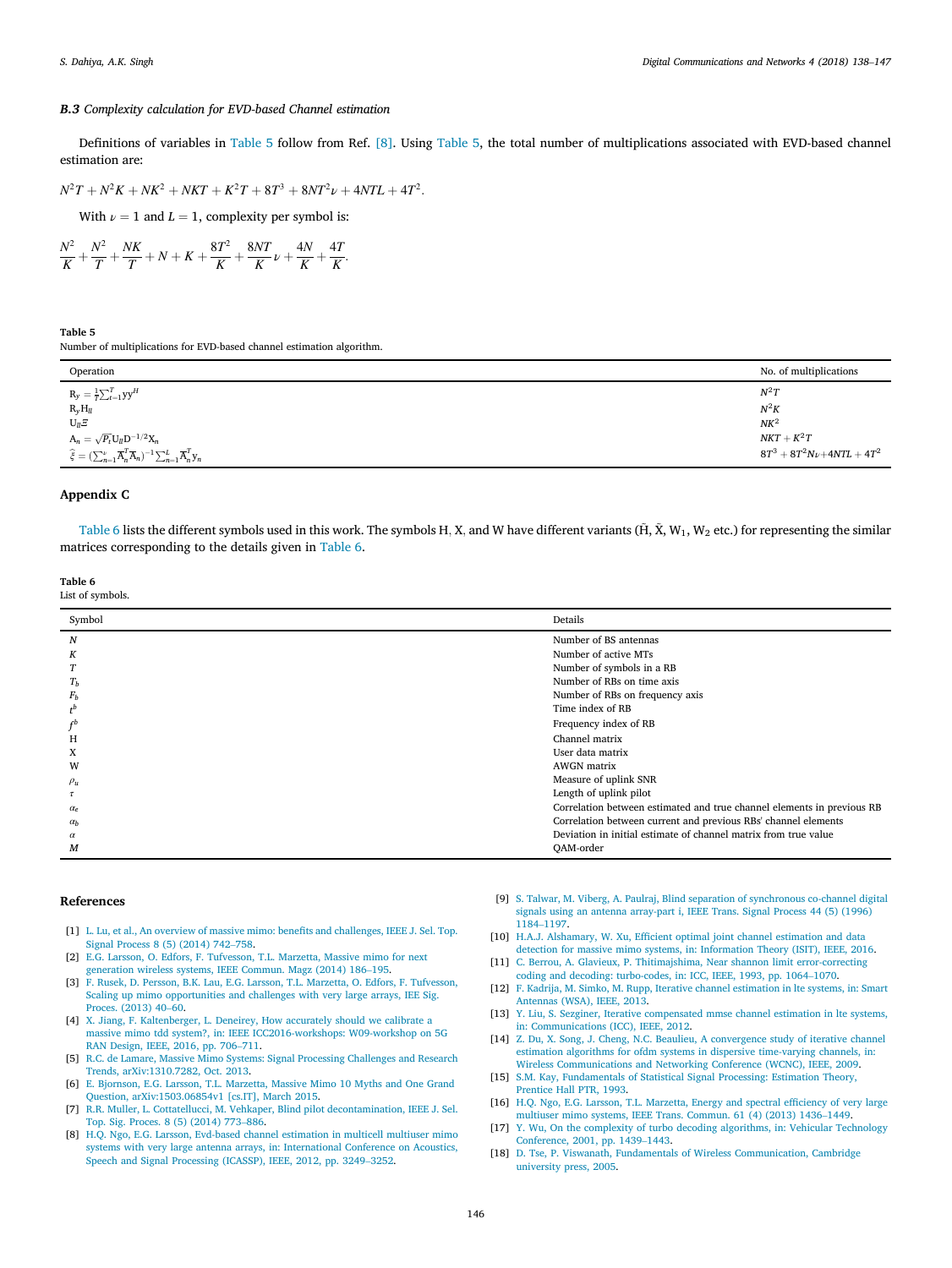### *B.3 Complexity calculation for EVD-based Channel estimation*

Definitions of variables in Table 5 follow from Ref. [8]. Using Table 5, the total number of multiplications associated with EVD-based channel estimation are:

$$N^2T + N^2K + NK^2 + NKT + K^2T + 8T^3 + 8NT^2\nu + 4NTL + 4T^2.$$

With $\nu = 1$ and $L = 1$, complexity per symbol is:

$$\frac{N^2}{K} + \frac{N^2}{T} + \frac{NK}{T} + N + K + \frac{8T^2}{K} + \frac{8NT}{K}\nu + \frac{4N}{K} + \frac{4T}{K}.$$

**Table 5**
Number of multiplications for EVD-based channel estimation algorithm.

| Operation | No. of multiplications |
|---|---|
| $R_y = \frac{1}{T}\sum_{t=1}^{T} yy^H$ | $N^2T$ |
| $R_y H_{ll}$ | $N^2K$ |
| $U_{ll}\Xi$ | $NK^2$ |
| $A_n = \sqrt{P_t}U_{ll}D^{-1/2}X_n$ | $NKT + K^2T$ |
| $\hat{\xi} = (\sum_{n=1}^{\nu}\overline{A}_n^T\overline{A}_n)^{-1}\sum_{n=1}^{L}\overline{A}_n^T y_n$ | $8T^3 + 8T^2N\nu + 4NTL + 4T^2$ |

## Appendix C

Table 6 lists the different symbols used in this work. The symbols H, X, and W have different variants ($\bar{H}$, $\bar{X}$, $W_1$, $W_2$ etc.) for representing the similar matrices corresponding to the details given in Table 6.

**Table 6**
List of symbols.

| Symbol | Details |
|---|---|
| $N$ | Number of BS antennas |
| $K$ | Number of active MTs |
| $T$ | Number of symbols in a RB |
| $T_b$ | Number of RBs on time axis |
| $F_b$ | Number of RBs on frequency axis |
| $t^b$ | Time index of RB |
| $f^b$ | Frequency index of RB |
| H | Channel matrix |
| X | User data matrix |
| W | AWGN matrix |
| $\rho_u$ | Measure of uplink SNR |
| $\tau$ | Length of uplink pilot |
| $\alpha_e$ | Correlation between estimated and true channel elements in previous RB |
| $\alpha_b$ | Correlation between current and previous RBs' channel elements |
| $\alpha$ | Deviation in initial estimate of channel matrix from true value |
| $M$ | QAM-order |

## References

[1] L. Lu, et al., An overview of massive mimo: benefits and challenges, IEEE J. Sel. Top. Signal Process 8 (5) (2014) 742–758.

[2] E.G. Larsson, O. Edfors, F. Tufvesson, T.L. Marzetta, Massive mimo for next generation wireless systems, IEEE Commun. Magz (2014) 186–195.

[3] F. Rusek, D. Persson, B.K. Lau, E.G. Larsson, T.L. Marzetta, O. Edfors, F. Tufvesson, Scaling up mimo opportunities and challenges with very large arrays, IEE Sig. Proces. (2013) 40–60.

[4] X. Jiang, F. Kaltenberger, L. Deneirey, How accurately should we calibrate a massive mimo tdd system?, in: IEEE ICC2016-workshops: W09-workshop on 5G RAN Design, IEEE, 2016, pp. 706–711.

[5] R.C. de Lamare, Massive Mimo Systems: Signal Processing Challenges and Research Trends, arXiv:1310.7282, Oct. 2013.

[6] E. Bjornson, E.G. Larsson, T.L. Marzetta, Massive Mimo 10 Myths and One Grand Question, arXiv:1503.06854v1 [cs.IT], March 2015.

[7] R.R. Muller, L. Cottatellucci, M. Vehkaper, Blind pilot decontamination, IEEE J. Sel. Top. Sig. Proces. 8 (5) (2014) 773–886.

[8] H.Q. Ngo, E.G. Larsson, Evd-based channel estimation in multicell multiuser mimo systems with very large antenna arrays, in: International Conference on Acoustics, Speech and Signal Processing (ICASSP), IEEE, 2012, pp. 3249–3252.

[9] S. Talwar, M. Viberg, A. Paulraj, Blind separation of synchronous co-channel digital signals using an antenna array-part i, IEEE Trans. Signal Process 44 (5) (1996) 1184–1197.

[10] H.A.J. Alshamary, W. Xu, Efficient optimal joint channel estimation and data detection for massive mimo systems, in: Information Theory (ISIT), IEEE, 2016.

[11] C. Berrou, A. Glavieux, P. Thitimajshima, Near shannon limit error-correcting coding and decoding: turbo-codes, in: ICC, IEEE, 1993, pp. 1064–1070.

[12] F. Kadrija, M. Simko, M. Rupp, Iterative channel estimation in lte systems, in: Smart Antennas (WSA), IEEE, 2013.

[13] Y. Liu, S. Sezginer, Iterative compensated mmse channel estimation in lte systems, in: Communications (ICC), IEEE, 2012.

[14] Z. Du, X. Song, J. Cheng, N.C. Beaulieu, A convergence study of iterative channel estimation algorithms for ofdm systems in dispersive time-varying channels, in: Wireless Communications and Networking Conference (WCNC), IEEE, 2009.

[15] S.M. Kay, Fundamentals of Statistical Signal Processing: Estimation Theory, Prentice Hall PTR, 1993.

[16] H.Q. Ngo, E.G. Larsson, T.L. Marzetta, Energy and spectral efficiency of very large multiuser mimo systems, IEEE Trans. Commun. 61 (4) (2013) 1436–1449.

[17] Y. Wu, On the complexity of turbo decoding algorithms, in: Vehicular Technology Conference, 2001, pp. 1439–1443.

[18] D. Tse, P. Viswanath, Fundamentals of Wireless Communication, Cambridge university press, 2005.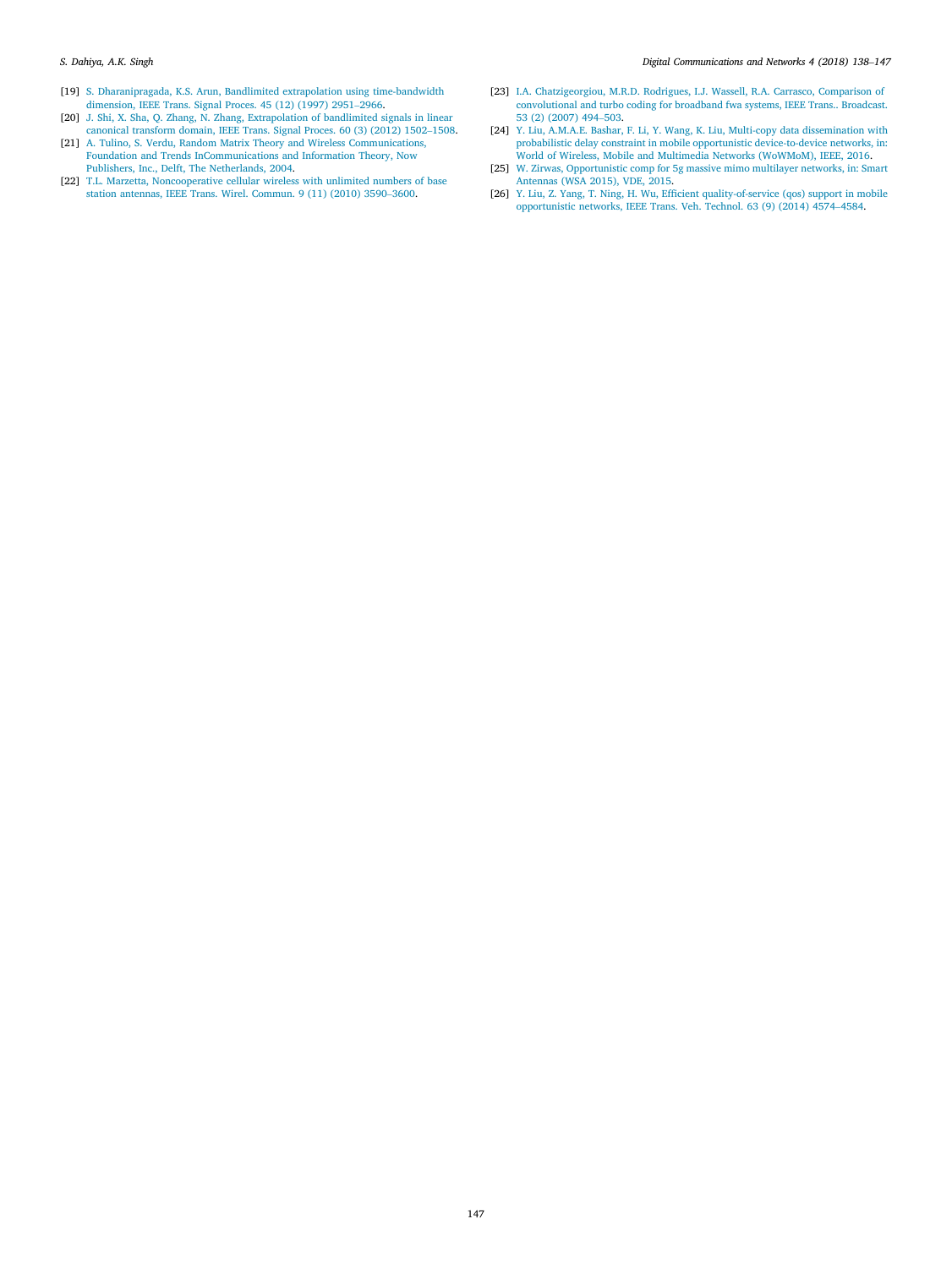[19] S. Dharanipragada, K.S. Arun, Bandlimited extrapolation using time-bandwidth dimension, IEEE Trans. Signal Proces. 45 (12) (1997) 2951–2966.

[20] J. Shi, X. Sha, Q. Zhang, N. Zhang, Extrapolation of bandlimited signals in linear canonical transform domain, IEEE Trans. Signal Proces. 60 (3) (2012) 1502–1508.

[21] A. Tulino, S. Verdu, Random Matrix Theory and Wireless Communications, Foundation and Trends InCommunications and Information Theory, Now Publishers, Inc., Delft, The Netherlands, 2004.

[22] T.L. Marzetta, Noncooperative cellular wireless with unlimited numbers of base station antennas, IEEE Trans. Wirel. Commun. 9 (11) (2010) 3590–3600.

[23] I.A. Chatzigeorgiou, M.R.D. Rodrigues, I.J. Wassell, R.A. Carrasco, Comparison of convolutional and turbo coding for broadband fwa systems, IEEE Trans.. Broadcast. 53 (2) (2007) 494–503.

[24] Y. Liu, A.M.A.E. Bashar, F. Li, Y. Wang, K. Liu, Multi-copy data dissemination with probabilistic delay constraint in mobile opportunistic device-to-device networks, in: World of Wireless, Mobile and Multimedia Networks (WoWMoM), IEEE, 2016.

[25] W. Zirwas, Opportunistic comp for 5g massive mimo multilayer networks, in: Smart Antennas (WSA 2015), VDE, 2015.

[26] Y. Liu, Z. Yang, T. Ning, H. Wu, Efficient quality-of-service (qos) support in mobile opportunistic networks, IEEE Trans. Veh. Technol. 63 (9) (2014) 4574–4584.